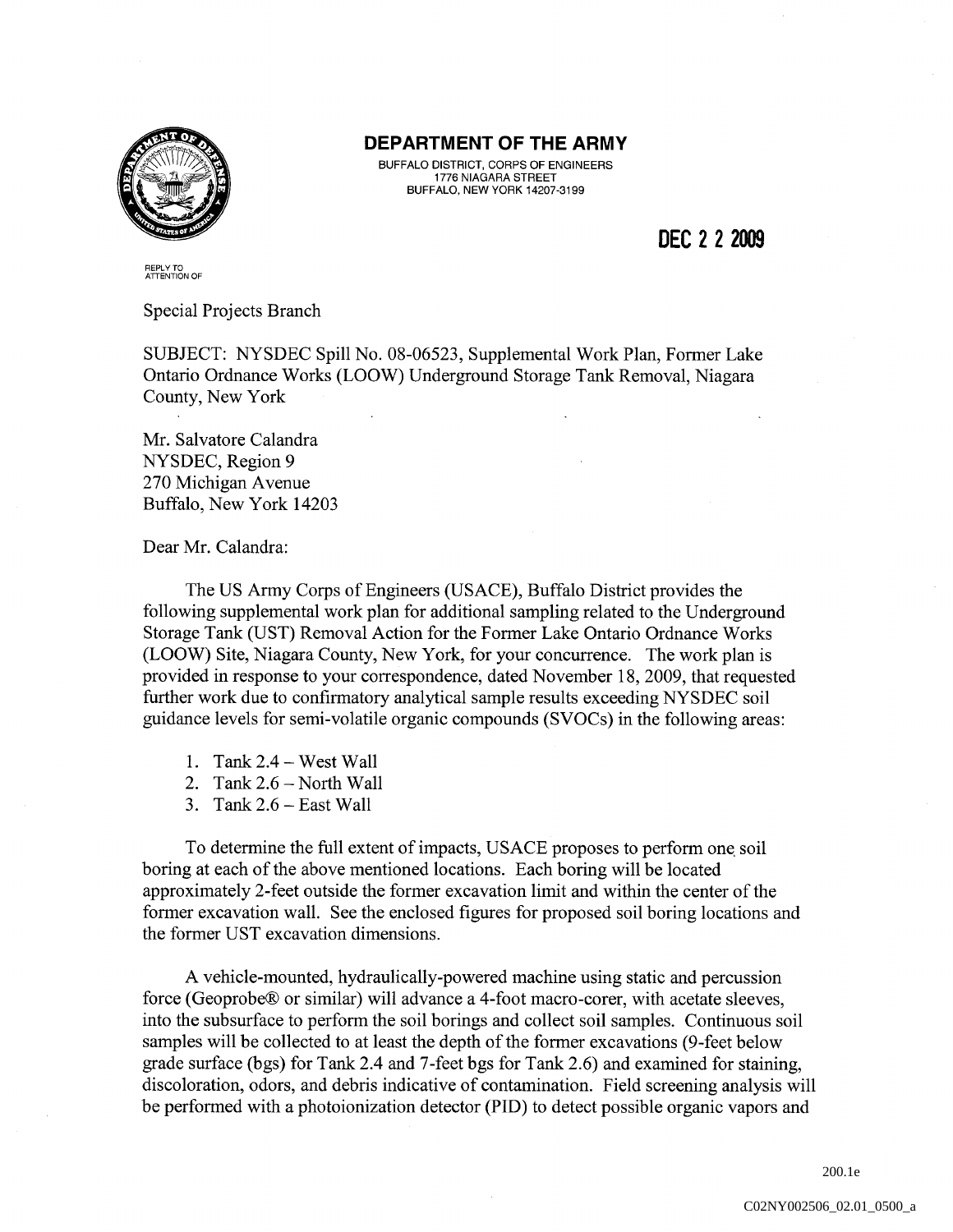**DEPARTMENT OF THE ARMY**

BUFFALO DISTRICT, CORPS OF ENGINEERS
1776 NIAGARA STREET
BUFFALO, NEW YORK 14207-3199

**DEC 2 2 2009**

REPLY TO
ATTENTION OF

Special Projects Branch

SUBJECT: NYSDEC Spill No. 08-06523, Supplemental Work Plan, Former Lake Ontario Ordnance Works (LOOW) Underground Storage Tank Removal, Niagara County, New York

Mr. Salvatore Calandra
NYSDEC, Region 9
270 Michigan Avenue
Buffalo, New York 14203

Dear Mr. Calandra:

The US Army Corps of Engineers (USACE), Buffalo District provides the following supplemental work plan for additional sampling related to the Underground Storage Tank (UST) Removal Action for the Former Lake Ontario Ordnance Works (LOOW) Site, Niagara County, New York, for your concurrence. The work plan is provided in response to your correspondence, dated November 18, 2009, that requested further work due to confirmatory analytical sample results exceeding NYSDEC soil guidance levels for semi-volatile organic compounds (SVOCs) in the following areas:

1. Tank 2.4 – West Wall
2. Tank 2.6 – North Wall
3. Tank 2.6 – East Wall

To determine the full extent of impacts, USACE proposes to perform one soil boring at each of the above mentioned locations. Each boring will be located approximately 2-feet outside the former excavation limit and within the center of the former excavation wall. See the enclosed figures for proposed soil boring locations and the former UST excavation dimensions.

A vehicle-mounted, hydraulically-powered machine using static and percussion force (Geoprobe® or similar) will advance a 4-foot macro-corer, with acetate sleeves, into the subsurface to perform the soil borings and collect soil samples. Continuous soil samples will be collected to at least the depth of the former excavations (9-feet below grade surface (bgs) for Tank 2.4 and 7-feet bgs for Tank 2.6) and examined for staining, discoloration, odors, and debris indicative of contamination. Field screening analysis will be performed with a photoionization detector (PID) to detect possible organic vapors and

200.1e

C02NY002506_02.01_0500_a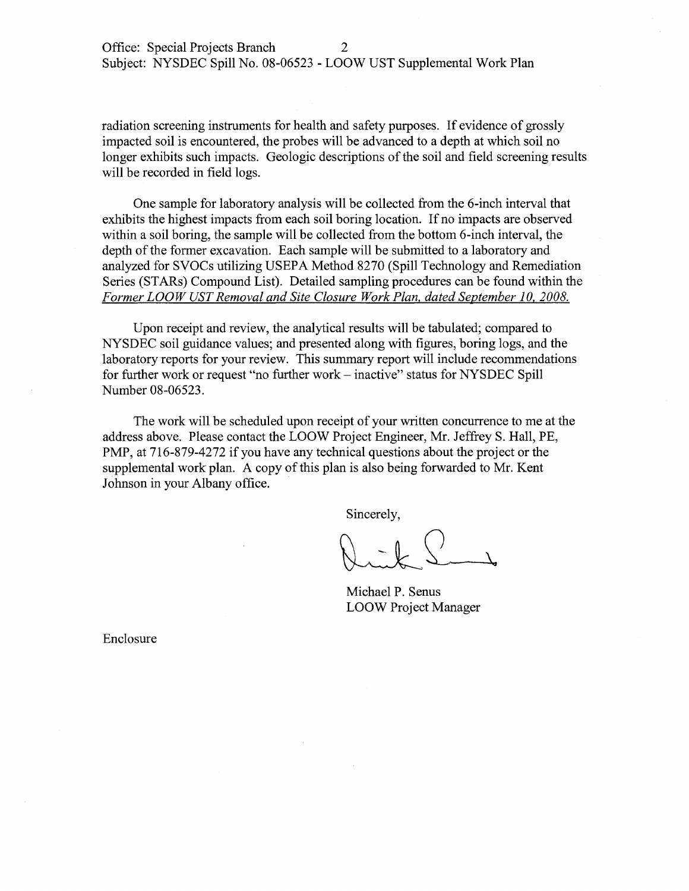radiation screening instruments for health and safety purposes. If evidence of grossly impacted soil is encountered, the probes will be advanced to a depth at which soil no longer exhibits such impacts. Geologic descriptions of the soil and field screening results will be recorded in field logs.

One sample for laboratory analysis will be collected from the 6-inch interval that exhibits the highest impacts from each soil boring location. If no impacts are observed within a soil boring, the sample will be collected from the bottom 6-inch interval, the depth of the former excavation. Each sample will be submitted to a laboratory and analyzed for SVOCs utilizing USEPA Method 8270 (Spill Technology and Remediation Series (STARs) Compound List). Detailed sampling procedures can be found within the *Former LOOW UST Removal and Site Closure Work Plan, dated September 10, 2008.*

Upon receipt and review, the analytical results will be tabulated; compared to NYSDEC soil guidance values; and presented along with figures, boring logs, and the laboratory reports for your review. This summary report will include recommendations for further work or request "no further work – inactive" status for NYSDEC Spill Number 08-06523.

The work will be scheduled upon receipt of your written concurrence to me at the address above. Please contact the LOOW Project Engineer, Mr. Jeffrey S. Hall, PE, PMP, at 716-879-4272 if you have any technical questions about the project or the supplemental work plan. A copy of this plan is also being forwarded to Mr. Kent Johnson in your Albany office.

Sincerely,

Michael P. Senus
LOOW Project Manager

Enclosure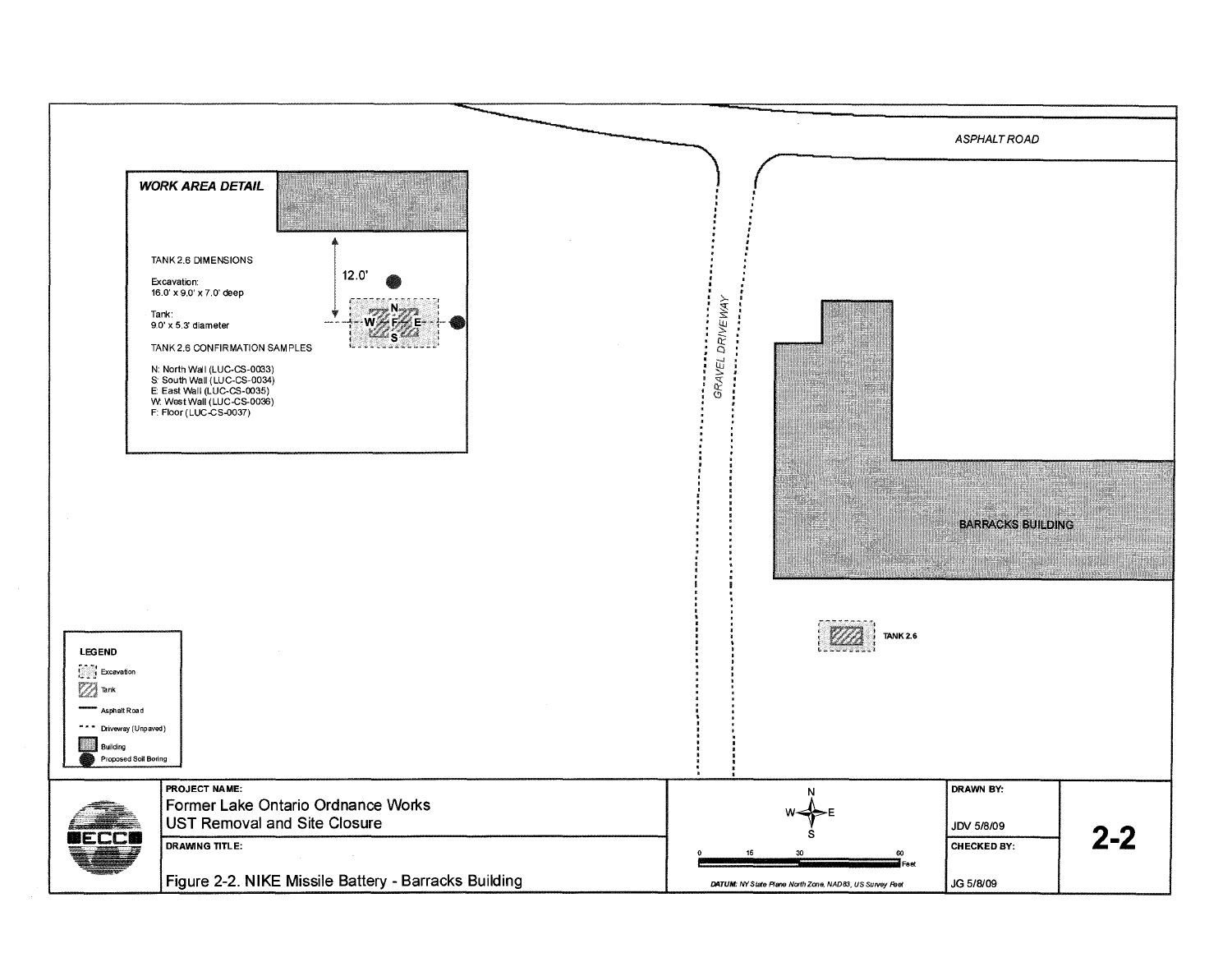## WORK AREA DETAIL

TANK 2.6 DIMENSIONS

Excavation:
16.0' x 9.0' x 7.0' deep

Tank:
9.0' x 5.3' diameter

TANK 2.6 CONFIRMATION SAMPLES

N: North Wall (LUC-CS-0033)
S: South Wall (LUC-CS-0034)
E: East Wall (LUC-CS-0035)
W: West Wall (LUC-CS-0036)
F: Floor (LUC-CS-0037)

12.0'

N W F E S

ASPHALT ROAD

GRAVEL DRIVEWAY

BARRACKS BUILDING

TANK 2.6

**LEGEND**

- Excavation
- Tank
- Asphalt Road
- Driveway (Unpaved)
- Building
- Proposed Soil Boring

**PROJECT NAME:**
Former Lake Ontario Ordnance Works
UST Removal and Site Closure

**DRAWING TITLE:**
Figure 2-2. NIKE Missile Battery - Barracks Building

N W E S

0 15 30 60 Feet

**DATUM:** NY State Plane North Zone, NAD83, US Survey Feet

**DRAWN BY:** JDV 5/8/09

**CHECKED BY:** JG 5/8/09

**2-2**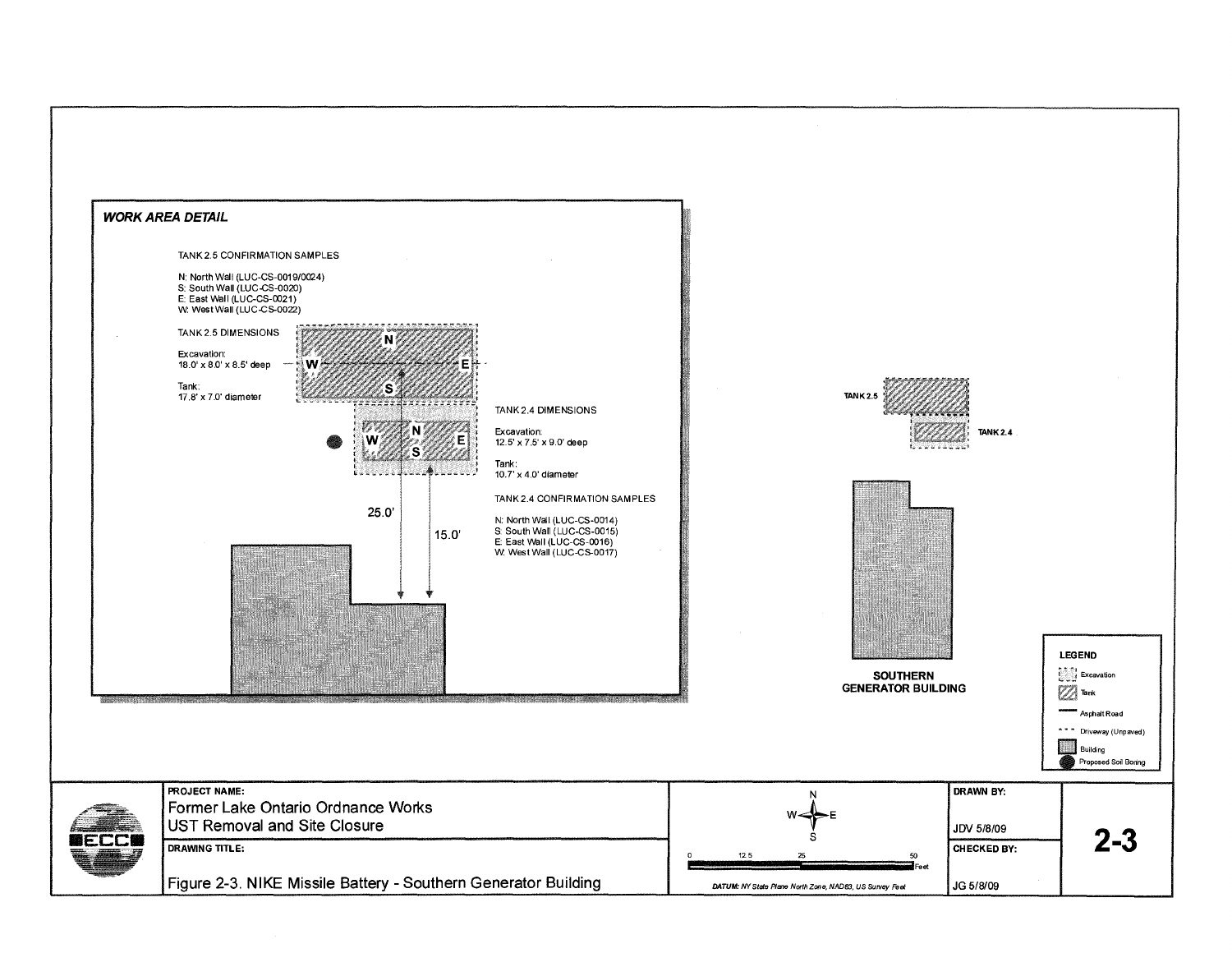***WORK AREA DETAIL***

TANK 2.5 CONFIRMATION SAMPLES

N: North Wall (LUC-CS-0019/0024)
S: South Wall (LUC-CS-0020)
E: East Wall (LUC-CS-0021)
W: West Wall (LUC-CS-0022)

TANK 2.5 DIMENSIONS

Excavation:
18.0' x 8.0' x 8.5' deep

Tank:
17.8' x 7.0' diameter

N

W

E

S

TANK 2.4 DIMENSIONS

Excavation:
12.5' x 7.5' x 9.0' deep

Tank:
10.7' x 4.0' diameter

TANK 2.4 CONFIRMATION SAMPLES

N: North Wall (LUC-CS-0014)
S: South Wall (LUC-CS-0015)
E: East Wall (LUC-CS-0016)
W: West Wall (LUC-CS-0017)

25.0'

15.0'

TANK 2.5

TANK 2.4

**SOUTHERN GENERATOR BUILDING**

**LEGEND**

Excavation

Tank

Asphalt Road

Driveway (Unpaved)

Building

Proposed Soil Boring

**PROJECT NAME:**
Former Lake Ontario Ordnance Works
UST Removal and Site Closure

**DRAWING TITLE:**
Figure 2-3. NIKE Missile Battery - Southern Generator Building

N W E S

0 12.5 25 50 Feet

*DATUM: NY State Plane North Zone, NAD83, US Survey Feet*

**DRAWN BY:**
JDV 5/8/09

**CHECKED BY:**
JG 5/8/09

**2-3**